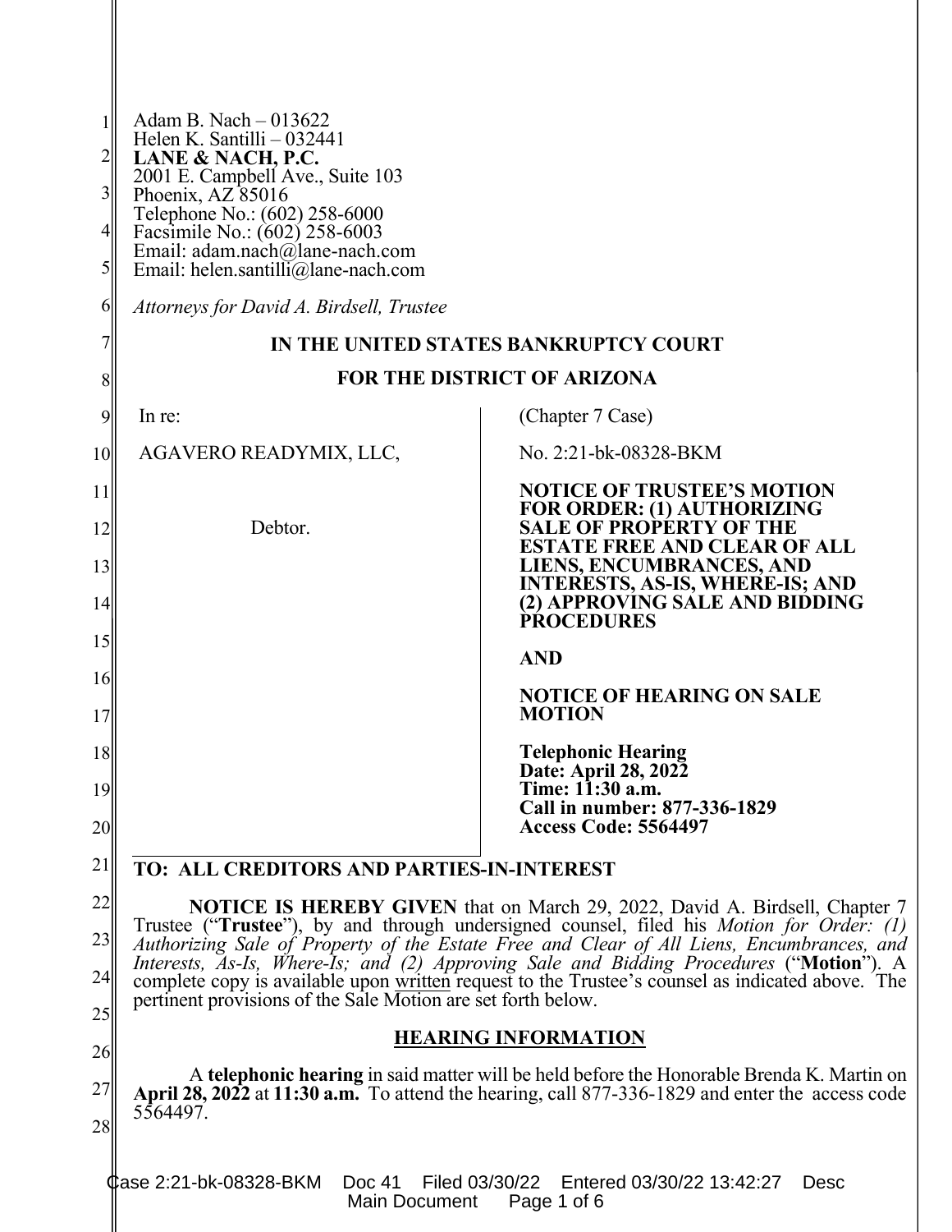Adam B. Nach – 013622
Helen K. Santilli – 032441
**LANE & NACH, P.C.**
2001 E. Campbell Ave., Suite 103
Phoenix, AZ 85016
Telephone No.: (602) 258-6000
Facsimile No.: (602) 258-6003
Email: adam.nach@lane-nach.com
Email: helen.santilli@lane-nach.com

*Attorneys for David A. Birdsell, Trustee*

**IN THE UNITED STATES BANKRUPTCY COURT**

**FOR THE DISTRICT OF ARIZONA**

| | |
|---|---|
| In re:<br><br>AGAVERO READYMIX, LLC,<br><br>Debtor. | (Chapter 7 Case)<br><br>No. 2:21-bk-08328-BKM<br><br>**NOTICE OF TRUSTEE'S MOTION FOR ORDER: (1) AUTHORIZING SALE OF PROPERTY OF THE ESTATE FREE AND CLEAR OF ALL LIENS, ENCUMBRANCES, AND INTERESTS, AS-IS, WHERE-IS; AND (2) APPROVING SALE AND BIDDING PROCEDURES**<br><br>**AND**<br><br>**NOTICE OF HEARING ON SALE MOTION**<br><br>**Telephonic Hearing**<br>**Date: April 28, 2022**<br>**Time: 11:30 a.m.**<br>**Call in number: 877-336-1829**<br>**Access Code: 5564497** |

**TO: ALL CREDITORS AND PARTIES-IN-INTEREST**

**NOTICE IS HEREBY GIVEN** that on March 29, 2022, David A. Birdsell, Chapter 7 Trustee ("**Trustee**"), by and through undersigned counsel, filed his *Motion for Order: (1) Authorizing Sale of Property of the Estate Free and Clear of All Liens, Encumbrances, and Interests, As-Is, Where-Is; and (2) Approving Sale and Bidding Procedures* ("**Motion**"). A complete copy is available upon written request to the Trustee's counsel as indicated above. The pertinent provisions of the Sale Motion are set forth below.

## HEARING INFORMATION

A **telephonic hearing** in said matter will be held before the Honorable Brenda K. Martin on **April 28, 2022** at **11:30 a.m.** To attend the hearing, call 877-336-1829 and enter the access code 5564497.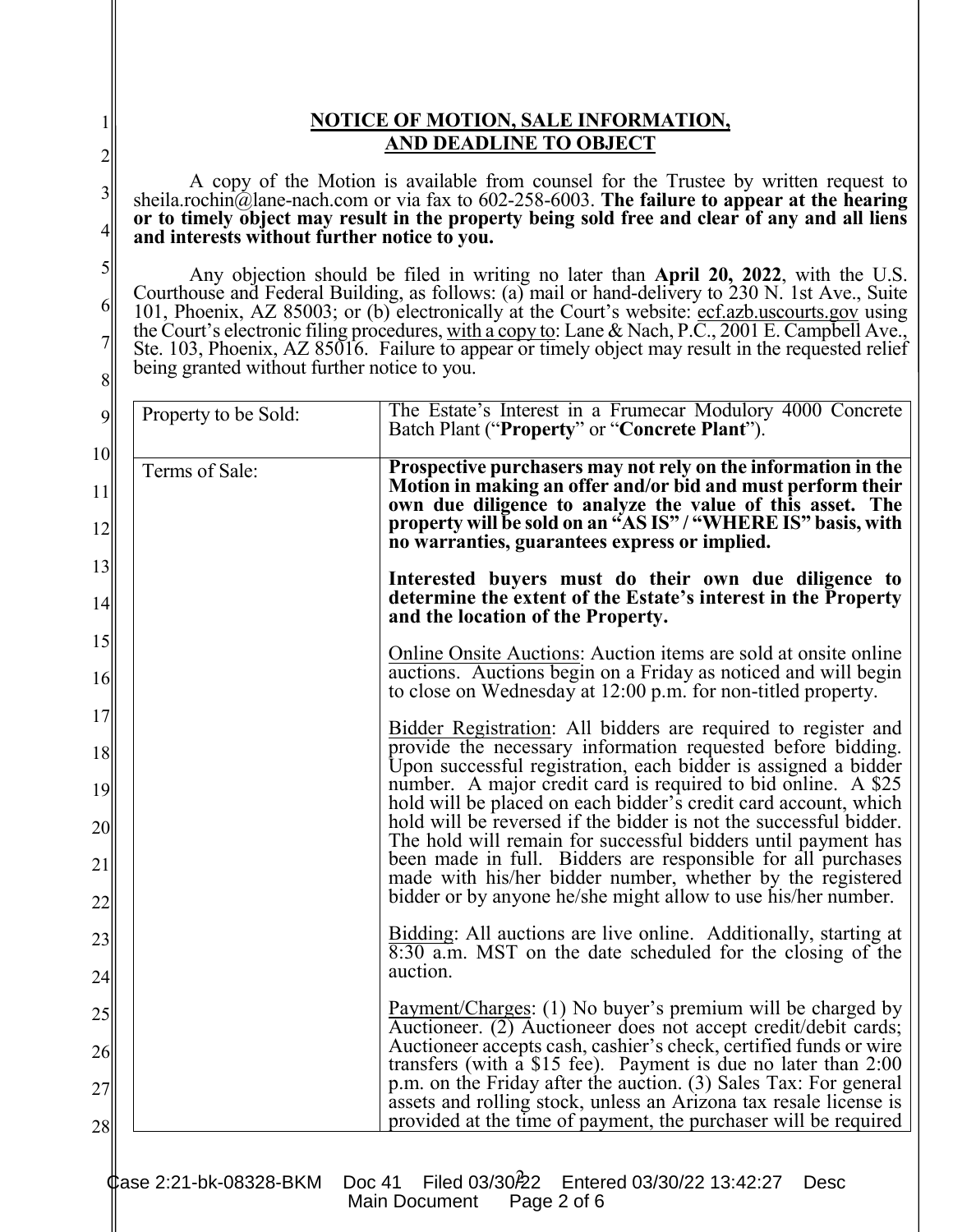## NOTICE OF MOTION, SALE INFORMATION, AND DEADLINE TO OBJECT

A copy of the Motion is available from counsel for the Trustee by written request to sheila.rochin@lane-nach.com or via fax to 602-258-6003. **The failure to appear at the hearing or to timely object may result in the property being sold free and clear of any and all liens and interests without further notice to you.**

Any objection should be filed in writing no later than **April 20, 2022**, with the U.S. Courthouse and Federal Building, as follows: (a) mail or hand-delivery to 230 N. 1st Ave., Suite 101, Phoenix, AZ 85003; or (b) electronically at the Court's website: ecf.azb.uscourts.gov using the Court's electronic filing procedures, with a copy to: Lane & Nach, P.C., 2001 E. Campbell Ave., Ste. 103, Phoenix, AZ 85016. Failure to appear or timely object may result in the requested relief being granted without further notice to you.

| | |
|---|---|
| Property to be Sold: | The Estate's Interest in a Frumecar Modulory 4000 Concrete Batch Plant ("**Property**" or "**Concrete Plant**"). |
| Terms of Sale: | **Prospective purchasers may not rely on the information in the Motion in making an offer and/or bid and must perform their own due diligence to analyze the value of this asset. The property will be sold on an "AS IS" / "WHERE IS" basis, with no warranties, guarantees express or implied.**<br><br>**Interested buyers must do their own due diligence to determine the extent of the Estate's interest in the Property and the location of the Property.**<br><br>Online Onsite Auctions: Auction items are sold at onsite online auctions. Auctions begin on a Friday as noticed and will begin to close on Wednesday at 12:00 p.m. for non-titled property.<br><br>Bidder Registration: All bidders are required to register and provide the necessary information requested before bidding. Upon successful registration, each bidder is assigned a bidder number. A major credit card is required to bid online. A $25 hold will be placed on each bidder's credit card account, which hold will be reversed if the bidder is not the successful bidder. The hold will remain for successful bidders until payment has been made in full. Bidders are responsible for all purchases made with his/her bidder number, whether by the registered bidder or by anyone he/she might allow to use his/her number.<br><br>Bidding: All auctions are live online. Additionally, starting at 8:30 a.m. MST on the date scheduled for the closing of the auction.<br><br>Payment/Charges: (1) No buyer's premium will be charged by Auctioneer. (2) Auctioneer does not accept credit/debit cards; Auctioneer accepts cash, cashier's check, certified funds or wire transfers (with a $15 fee). Payment is due no later than 2:00 p.m. on the Friday after the auction. (3) Sales Tax: For general assets and rolling stock, unless an Arizona tax resale license is provided at the time of payment, the purchaser will be required |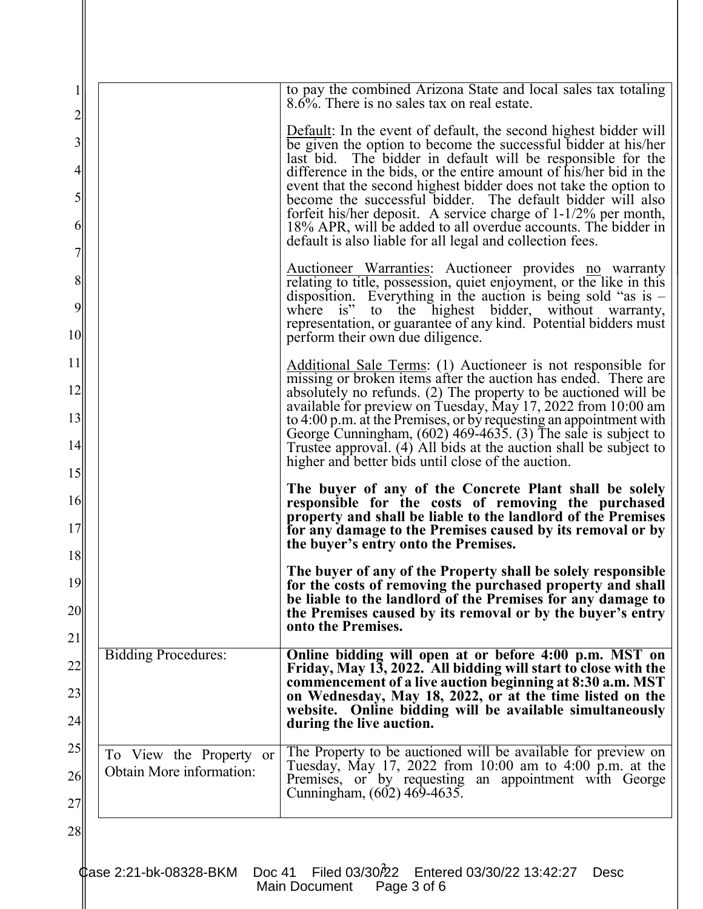| | |
|---|---|
| | to pay the combined Arizona State and local sales tax totaling 8.6%. There is no sales tax on real estate.<br><br>Default: In the event of default, the second highest bidder will be given the option to become the successful bidder at his/her last bid. The bidder in default will be responsible for the difference in the bids, or the entire amount of his/her bid in the event that the second highest bidder does not take the option to become the successful bidder. The default bidder will also forfeit his/her deposit. A service charge of 1-1/2% per month, 18% APR, will be added to all overdue accounts. The bidder in default is also liable for all legal and collection fees.<br><br>Auctioneer Warranties: Auctioneer provides no warranty relating to title, possession, quiet enjoyment, or the like in this disposition. Everything in the auction is being sold "as is – where is" to the highest bidder, without warranty, representation, or guarantee of any kind. Potential bidders must perform their own due diligence.<br><br>Additional Sale Terms: (1) Auctioneer is not responsible for missing or broken items after the auction has ended. There are absolutely no refunds. (2) The property to be auctioned will be available for preview on Tuesday, May 17, 2022 from 10:00 am to 4:00 p.m. at the Premises, or by requesting an appointment with George Cunningham, (602) 469-4635. (3) The sale is subject to Trustee approval. (4) All bids at the auction shall be subject to higher and better bids until close of the auction.<br><br>**The buyer of any of the Concrete Plant shall be solely responsible for the costs of removing the purchased property and shall be liable to the landlord of the Premises for any damage to the Premises caused by its removal or by the buyer's entry onto the Premises.**<br><br>**The buyer of any of the Property shall be solely responsible for the costs of removing the purchased property and shall be liable to the landlord of the Premises for any damage to the Premises caused by its removal or by the buyer's entry onto the Premises.** |
| Bidding Procedures: | **Online bidding will open at or before 4:00 p.m. MST on Friday, May 13, 2022. All bidding will start to close with the commencement of a live auction beginning at 8:30 a.m. MST on Wednesday, May 18, 2022, or at the time listed on the website. Online bidding will be available simultaneously during the live auction.** |
| To View the Property or Obtain More information: | The Property to be auctioned will be available for preview on Tuesday, May 17, 2022 from 10:00 am to 4:00 p.m. at the Premises, or by requesting an appointment with George Cunningham, (602) 469-4635. |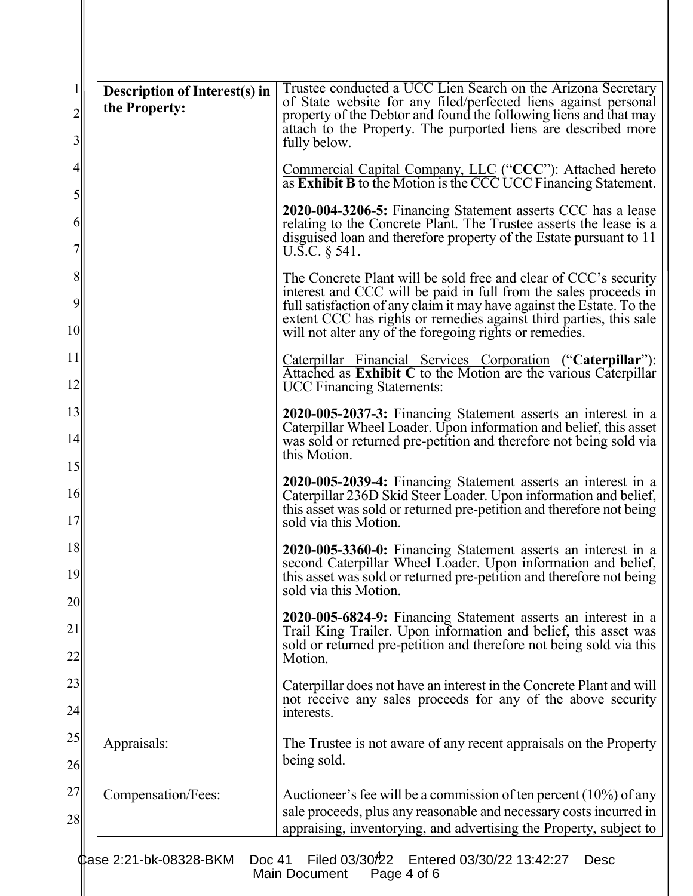| | |
|---|---|
| **Description of Interest(s) in the Property:** | Trustee conducted a UCC Lien Search on the Arizona Secretary of State website for any filed/perfected liens against personal property of the Debtor and found the following liens and that may attach to the Property. The purported liens are described more fully below.<br><br>Commercial Capital Company, LLC ("**CCC**"): Attached hereto as **Exhibit B** to the Motion is the CCC UCC Financing Statement.<br><br>**2020-004-3206-5:** Financing Statement asserts CCC has a lease relating to the Concrete Plant. The Trustee asserts the lease is a disguised loan and therefore property of the Estate pursuant to 11 U.S.C. § 541.<br><br>The Concrete Plant will be sold free and clear of CCC's security interest and CCC will be paid in full from the sales proceeds in full satisfaction of any claim it may have against the Estate. To the extent CCC has rights or remedies against third parties, this sale will not alter any of the foregoing rights or remedies.<br><br>Caterpillar Financial Services Corporation ("**Caterpillar**"): Attached as **Exhibit C** to the Motion are the various Caterpillar UCC Financing Statements:<br><br>**2020-005-2037-3:** Financing Statement asserts an interest in a Caterpillar Wheel Loader. Upon information and belief, this asset was sold or returned pre-petition and therefore not being sold via this Motion.<br><br>**2020-005-2039-4:** Financing Statement asserts an interest in a Caterpillar 236D Skid Steer Loader. Upon information and belief, this asset was sold or returned pre-petition and therefore not being sold via this Motion.<br><br>**2020-005-3360-0:** Financing Statement asserts an interest in a second Caterpillar Wheel Loader. Upon information and belief, this asset was sold or returned pre-petition and therefore not being sold via this Motion.<br><br>**2020-005-6824-9:** Financing Statement asserts an interest in a Trail King Trailer. Upon information and belief, this asset was sold or returned pre-petition and therefore not being sold via this Motion.<br><br>Caterpillar does not have an interest in the Concrete Plant and will not receive any sales proceeds for any of the above security interests. |
| Appraisals: | The Trustee is not aware of any recent appraisals on the Property being sold. |
| Compensation/Fees: | Auctioneer's fee will be a commission of ten percent (10%) of any sale proceeds, plus any reasonable and necessary costs incurred in appraising, inventorying, and advertising the Property, subject to |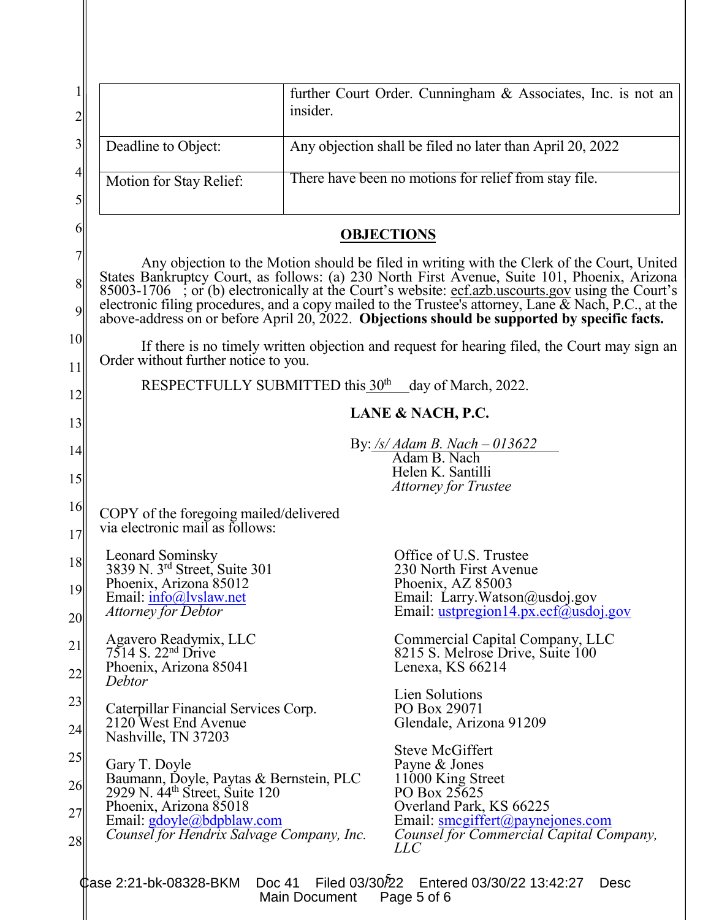| | |
|---|---|
| | further Court Order. Cunningham & Associates, Inc. is not an insider. |
| Deadline to Object: | Any objection shall be filed no later than April 20, 2022 |
| Motion for Stay Relief: | There have been no motions for relief from stay file. |

## OBJECTIONS

Any objection to the Motion should be filed in writing with the Clerk of the Court, United States Bankruptcy Court, as follows: (a) 230 North First Avenue, Suite 101, Phoenix, Arizona 85003-1706 ; or (b) electronically at the Court's website: ecf.azb.uscourts.gov using the Court's electronic filing procedures, and a copy mailed to the Trustee's attorney, Lane & Nach, P.C., at the above-address on or before April 20, 2022. **Objections should be supported by specific facts.**

If there is no timely written objection and request for hearing filed, the Court may sign an Order without further notice to you.

RESPECTFULLY SUBMITTED this 30th day of March, 2022.

**LANE & NACH, P.C.**

By: */s/ Adam B. Nach – 013622*
Adam B. Nach
Helen K. Santilli
*Attorney for Trustee*

COPY of the foregoing mailed/delivered via electronic mail as follows:

Leonard Sominsky
3839 N. 3rd Street, Suite 301
Phoenix, Arizona 85012
Email: info@lvslaw.net
*Attorney for Debtor*

Agavero Readymix, LLC
7514 S. 22nd Drive
Phoenix, Arizona 85041
*Debtor*

Caterpillar Financial Services Corp.
2120 West End Avenue
Nashville, TN 37203

Gary T. Doyle
Baumann, Doyle, Paytas & Bernstein, PLC
2929 N. 44th Street, Suite 120
Phoenix, Arizona 85018
Email: gdoyle@bdpblaw.com
*Counsel for Hendrix Salvage Company, Inc.*

Office of U.S. Trustee
230 North First Avenue
Phoenix, AZ 85003
Email: Larry.Watson@usdoj.gov
Email: ustpregion14.px.ecf@usdoj.gov

Commercial Capital Company, LLC
8215 S. Melrose Drive, Suite 100
Lenexa, KS 66214

Lien Solutions
PO Box 29071
Glendale, Arizona 91209

Steve McGiffert
Payne & Jones
11000 King Street
PO Box 25625
Overland Park, KS 66225
Email: smcgiffert@paynejones.com
*Counsel for Commercial Capital Company, LLC*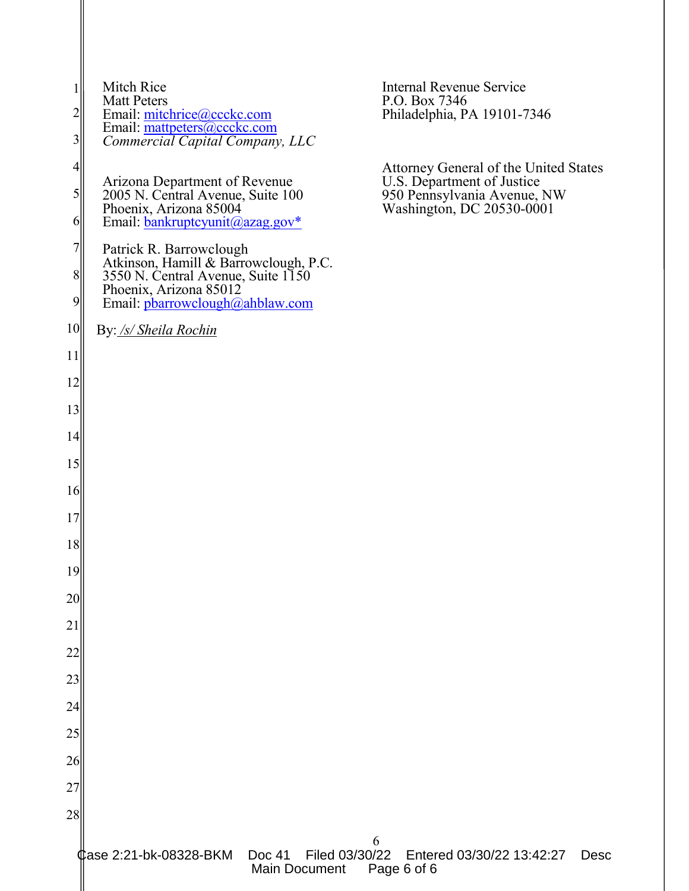Mitch Rice
Matt Peters
Email: mitchrice@ccckc.com
Email: mattpeters@ccckc.com
*Commercial Capital Company, LLC*

Arizona Department of Revenue
2005 N. Central Avenue, Suite 100
Phoenix, Arizona 85004
Email: bankruptcyunit@azag.gov*

Patrick R. Barrowclough
Atkinson, Hamill & Barrowclough, P.C.
3550 N. Central Avenue, Suite 1150
Phoenix, Arizona 85012
Email: pbarrowclough@ahblaw.com

Internal Revenue Service
P.O. Box 7346
Philadelphia, PA 19101-7346

Attorney General of the United States
U.S. Department of Justice
950 Pennsylvania Avenue, NW
Washington, DC 20530-0001

By: */s/ Sheila Rochin*